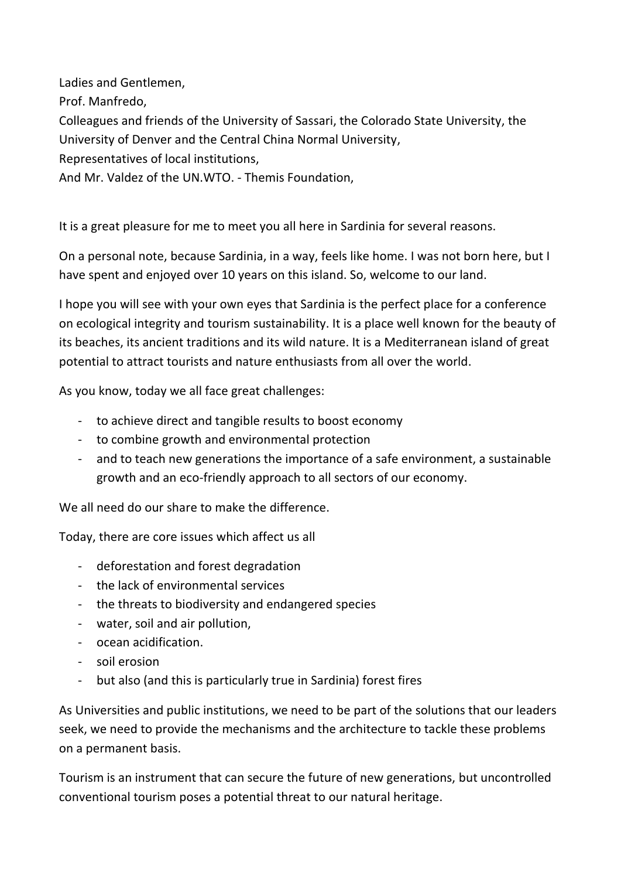Ladies and Gentlemen,
Prof. Manfredo,
Colleagues and friends of the University of Sassari, the Colorado State University, the University of Denver and the Central China Normal University,
Representatives of local institutions,
And Mr. Valdez of the UN.WTO. - Themis Foundation,

It is a great pleasure for me to meet you all here in Sardinia for several reasons.

On a personal note, because Sardinia, in a way, feels like home. I was not born here, but I have spent and enjoyed over 10 years on this island. So, welcome to our land.

I hope you will see with your own eyes that Sardinia is the perfect place for a conference on ecological integrity and tourism sustainability. It is a place well known for the beauty of its beaches, its ancient traditions and its wild nature. It is a Mediterranean island of great potential to attract tourists and nature enthusiasts from all over the world.

As you know, today we all face great challenges:

- to achieve direct and tangible results to boost economy
- to combine growth and environmental protection
- and to teach new generations the importance of a safe environment, a sustainable growth and an eco-friendly approach to all sectors of our economy.

We all need do our share to make the difference.

Today, there are core issues which affect us all

- deforestation and forest degradation
- the lack of environmental services
- the threats to biodiversity and endangered species
- water, soil and air pollution,
- ocean acidification.
- soil erosion
- but also (and this is particularly true in Sardinia) forest fires

As Universities and public institutions, we need to be part of the solutions that our leaders seek, we need to provide the mechanisms and the architecture to tackle these problems on a permanent basis.

Tourism is an instrument that can secure the future of new generations, but uncontrolled conventional tourism poses a potential threat to our natural heritage.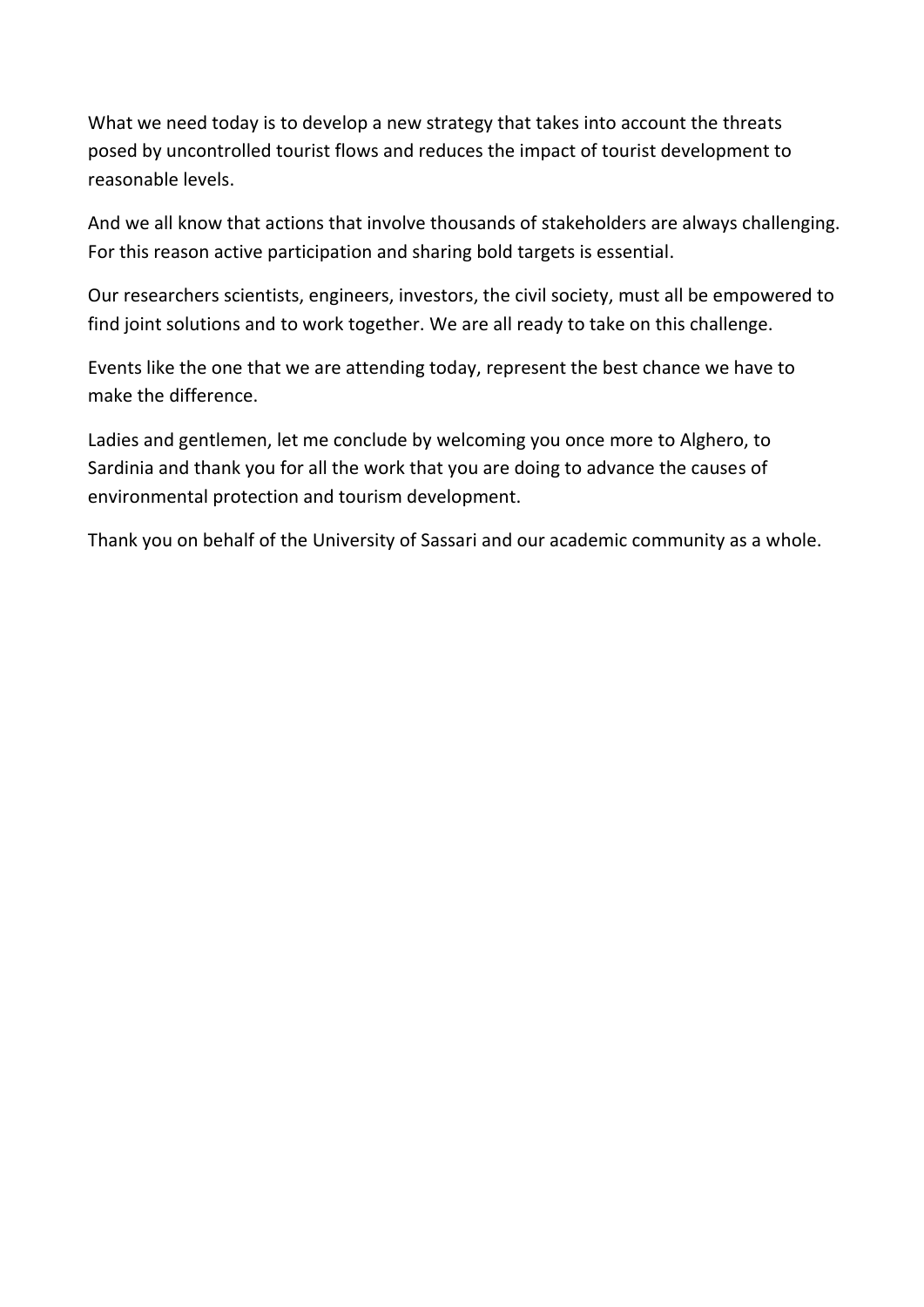What we need today is to develop a new strategy that takes into account the threats posed by uncontrolled tourist flows and reduces the impact of tourist development to reasonable levels.

And we all know that actions that involve thousands of stakeholders are always challenging. For this reason active participation and sharing bold targets is essential.

Our researchers scientists, engineers, investors, the civil society, must all be empowered to find joint solutions and to work together. We are all ready to take on this challenge.

Events like the one that we are attending today, represent the best chance we have to make the difference.

Ladies and gentlemen, let me conclude by welcoming you once more to Alghero, to Sardinia and thank you for all the work that you are doing to advance the causes of environmental protection and tourism development.

Thank you on behalf of the University of Sassari and our academic community as a whole.